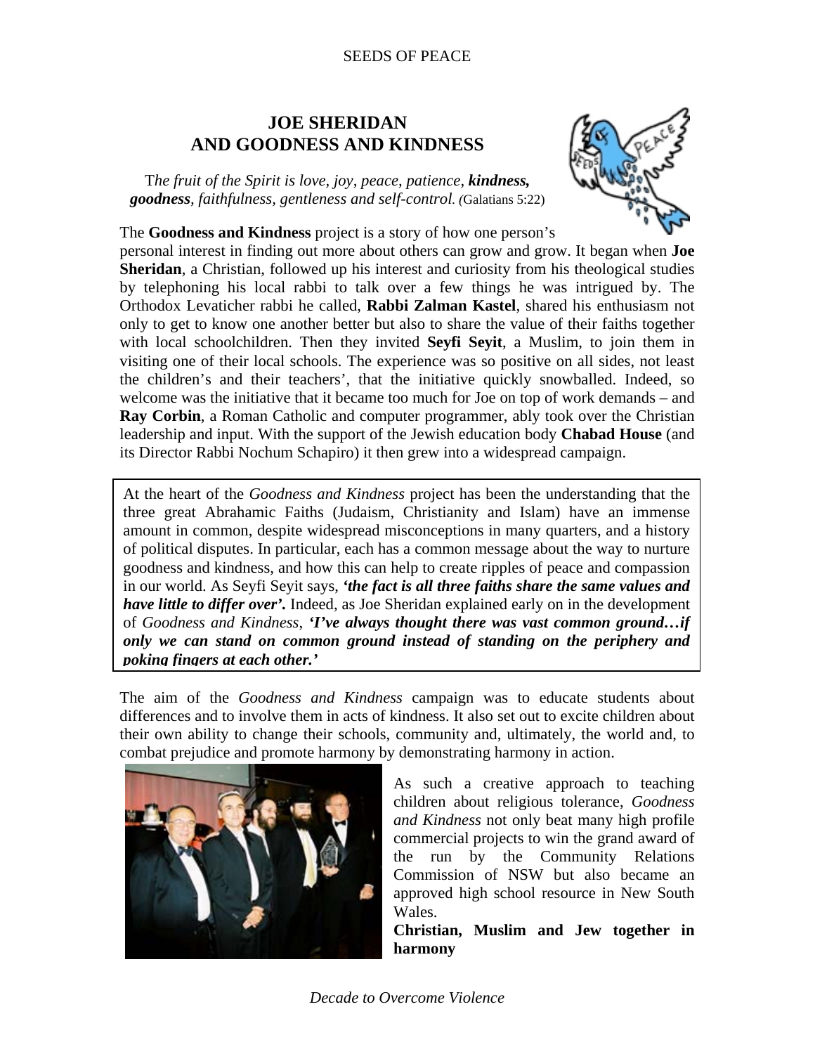# JOE SHERIDAN AND GOODNESS AND KINDNESS

*The fruit of the Spirit is love, joy, peace, patience, **kindness, goodness**, faithfulness, gentleness and self-control.* (Galatians 5:22)

The **Goodness and Kindness** project is a story of how one person's personal interest in finding out more about others can grow and grow. It began when **Joe Sheridan**, a Christian, followed up his interest and curiosity from his theological studies by telephoning his local rabbi to talk over a few things he was intrigued by. The Orthodox Levaticher rabbi he called, **Rabbi Zalman Kastel**, shared his enthusiasm not only to get to know one another better but also to share the value of their faiths together with local schoolchildren. Then they invited **Seyfi Seyit**, a Muslim, to join them in visiting one of their local schools. The experience was so positive on all sides, not least the children's and their teachers', that the initiative quickly snowballed. Indeed, so welcome was the initiative that it became too much for Joe on top of work demands – and **Ray Corbin**, a Roman Catholic and computer programmer, ably took over the Christian leadership and input. With the support of the Jewish education body **Chabad House** (and its Director Rabbi Nochum Schapiro) it then grew into a widespread campaign.

At the heart of the *Goodness and Kindness* project has been the understanding that the three great Abrahamic Faiths (Judaism, Christianity and Islam) have an immense amount in common, despite widespread misconceptions in many quarters, and a history of political disputes. In particular, each has a common message about the way to nurture goodness and kindness, and how this can help to create ripples of peace and compassion in our world. As Seyfi Seyit says, ***'the fact is all three faiths share the same values and have little to differ over'.*** Indeed, as Joe Sheridan explained early on in the development of *Goodness and Kindness*, ***'I've always thought there was vast common ground…if only we can stand on common ground instead of standing on the periphery and poking fingers at each other.'***

The aim of the *Goodness and Kindness* campaign was to educate students about differences and to involve them in acts of kindness. It also set out to excite children about their own ability to change their schools, community and, ultimately, the world and, to combat prejudice and promote harmony by demonstrating harmony in action.

As such a creative approach to teaching children about religious tolerance, *Goodness and Kindness* not only beat many high profile commercial projects to win the grand award of the run by the Community Relations Commission of NSW but also became an approved high school resource in New South Wales.

**Christian, Muslim and Jew together in harmony**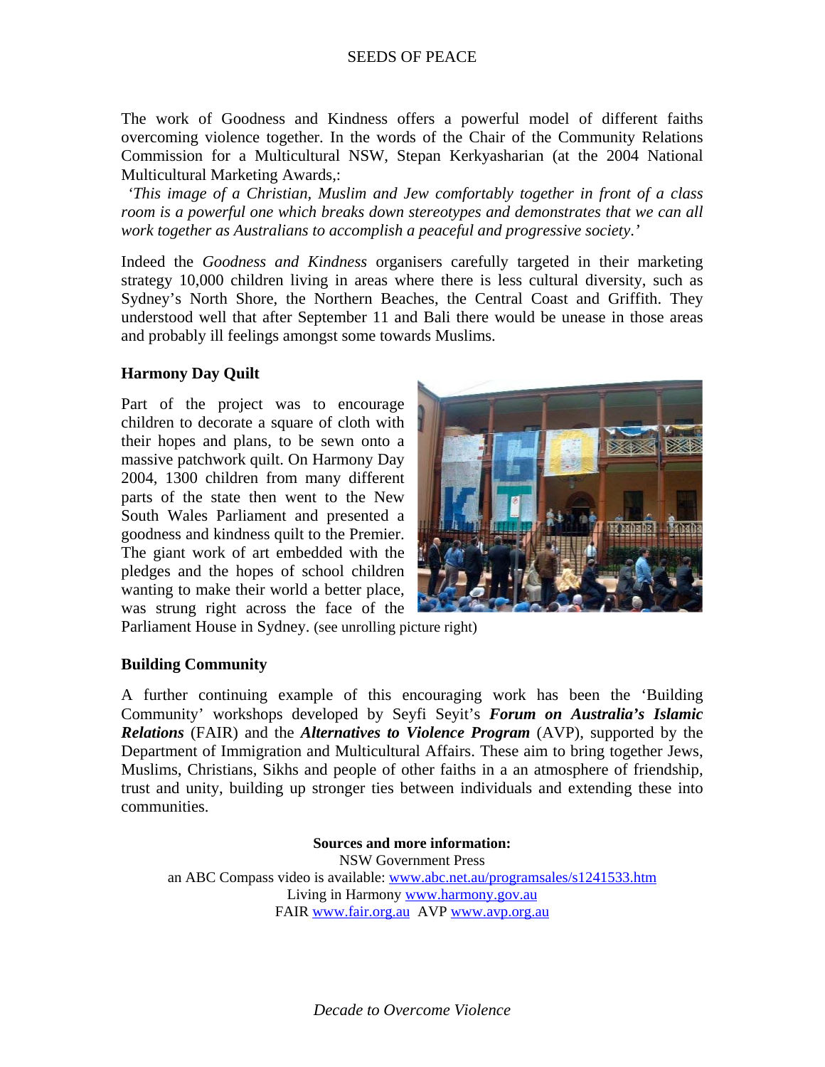The work of Goodness and Kindness offers a powerful model of different faiths overcoming violence together. In the words of the Chair of the Community Relations Commission for a Multicultural NSW, Stepan Kerkyasharian (at the 2004 National Multicultural Marketing Awards,:

'*This image of a Christian, Muslim and Jew comfortably together in front of a class room is a powerful one which breaks down stereotypes and demonstrates that we can all work together as Australians to accomplish a peaceful and progressive society*.'

Indeed the *Goodness and Kindness* organisers carefully targeted in their marketing strategy 10,000 children living in areas where there is less cultural diversity, such as Sydney's North Shore, the Northern Beaches, the Central Coast and Griffith. They understood well that after September 11 and Bali there would be unease in those areas and probably ill feelings amongst some towards Muslims.

**Harmony Day Quilt**

Part of the project was to encourage children to decorate a square of cloth with their hopes and plans, to be sewn onto a massive patchwork quilt. On Harmony Day 2004, 1300 children from many different parts of the state then went to the New South Wales Parliament and presented a goodness and kindness quilt to the Premier. The giant work of art embedded with the pledges and the hopes of school children wanting to make their world a better place, was strung right across the face of the Parliament House in Sydney. (see unrolling picture right)

**Building Community**

A further continuing example of this encouraging work has been the 'Building Community' workshops developed by Seyfi Seyit's ***Forum on Australia's Islamic Relations*** (FAIR) and the ***Alternatives to Violence Program*** (AVP), supported by the Department of Immigration and Multicultural Affairs. These aim to bring together Jews, Muslims, Christians, Sikhs and people of other faiths in a an atmosphere of friendship, trust and unity, building up stronger ties between individuals and extending these into communities.

**Sources and more information:**

NSW Government Press

an ABC Compass video is available: www.abc.net.au/programsales/s1241533.htm

Living in Harmony www.harmony.gov.au

FAIR www.fair.org.au AVP www.avp.org.au